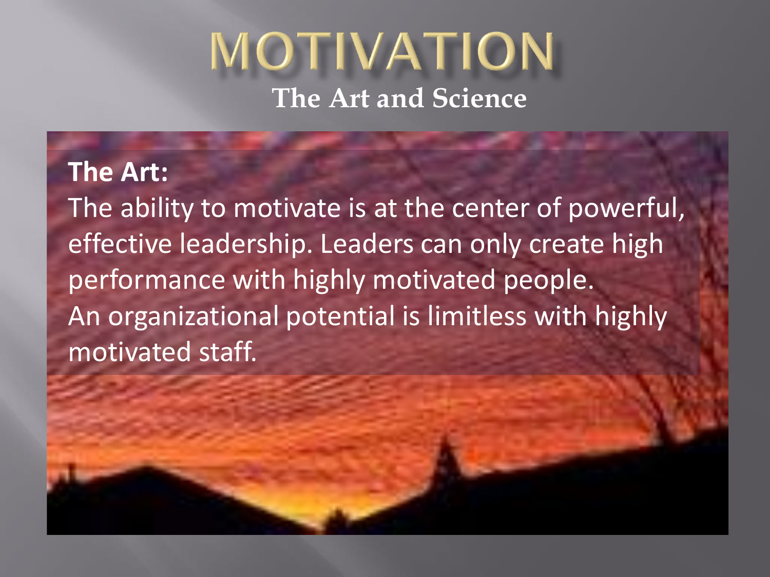# MOTIVATION

## The Art and Science

**The Art:**

The ability to motivate is at the center of powerful, effective leadership. Leaders can only create high performance with highly motivated people.

An organizational potential is limitless with highly motivated staff.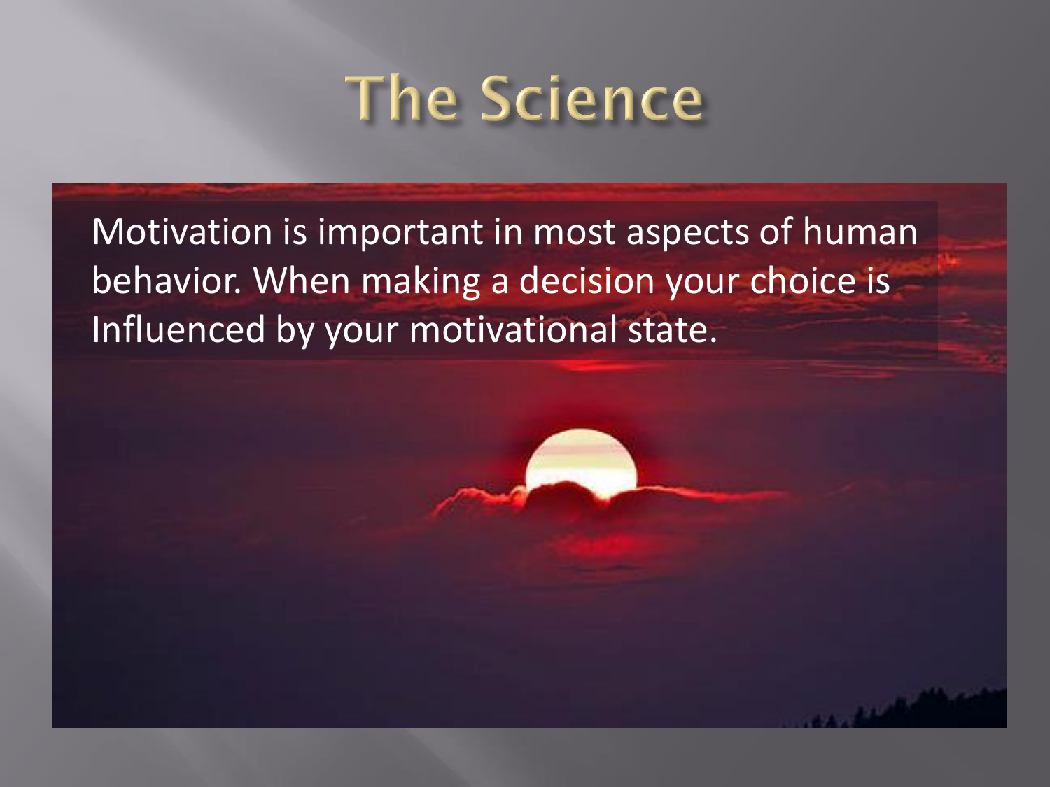# The Science

Motivation is important in most aspects of human behavior. When making a decision your choice is Influenced by your motivational state.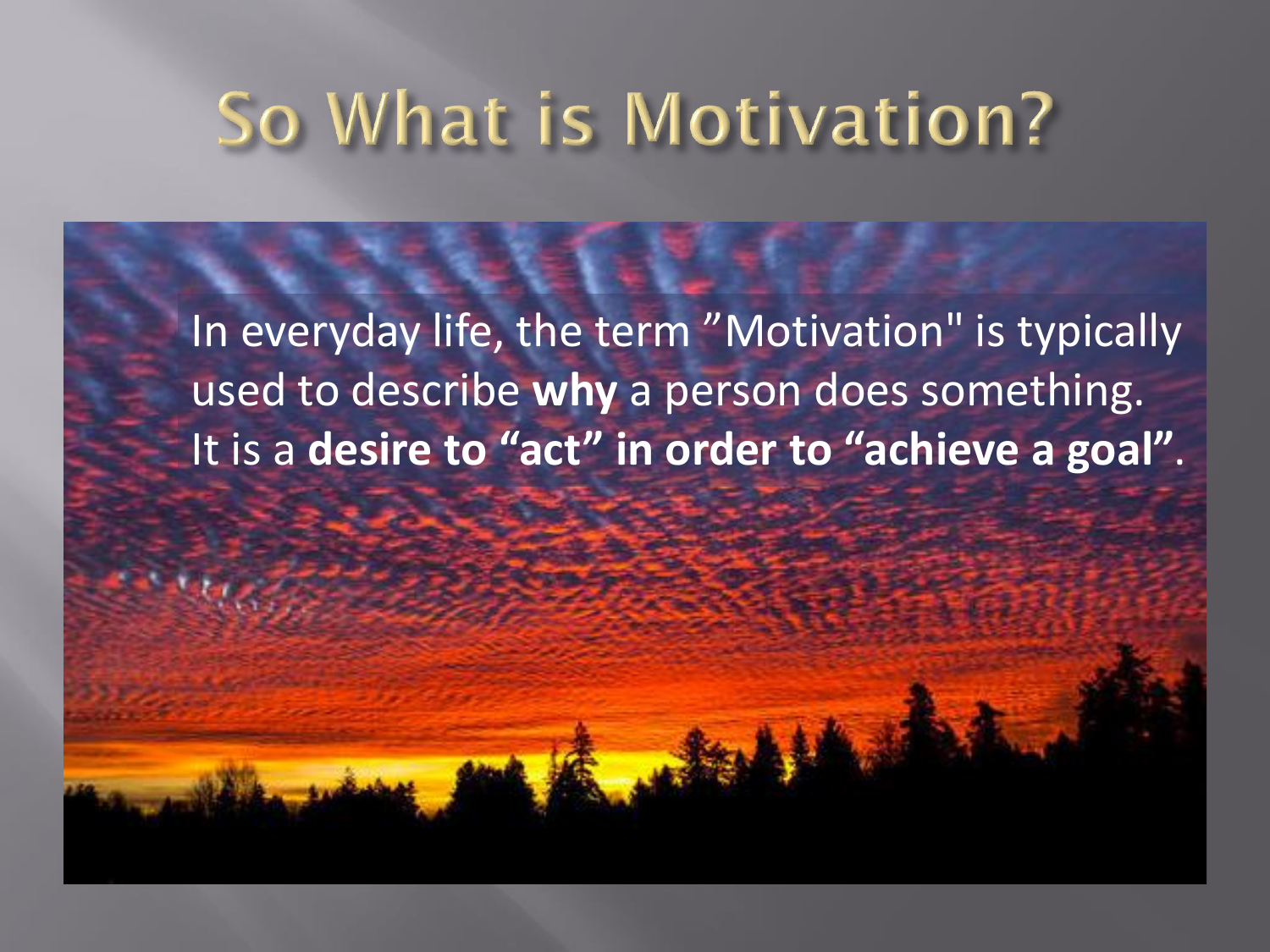# So What is Motivation?

In everyday life, the term ”Motivation" is typically used to describe **why** a person does something. It is a **desire to “act” in order to “achieve a goal”**.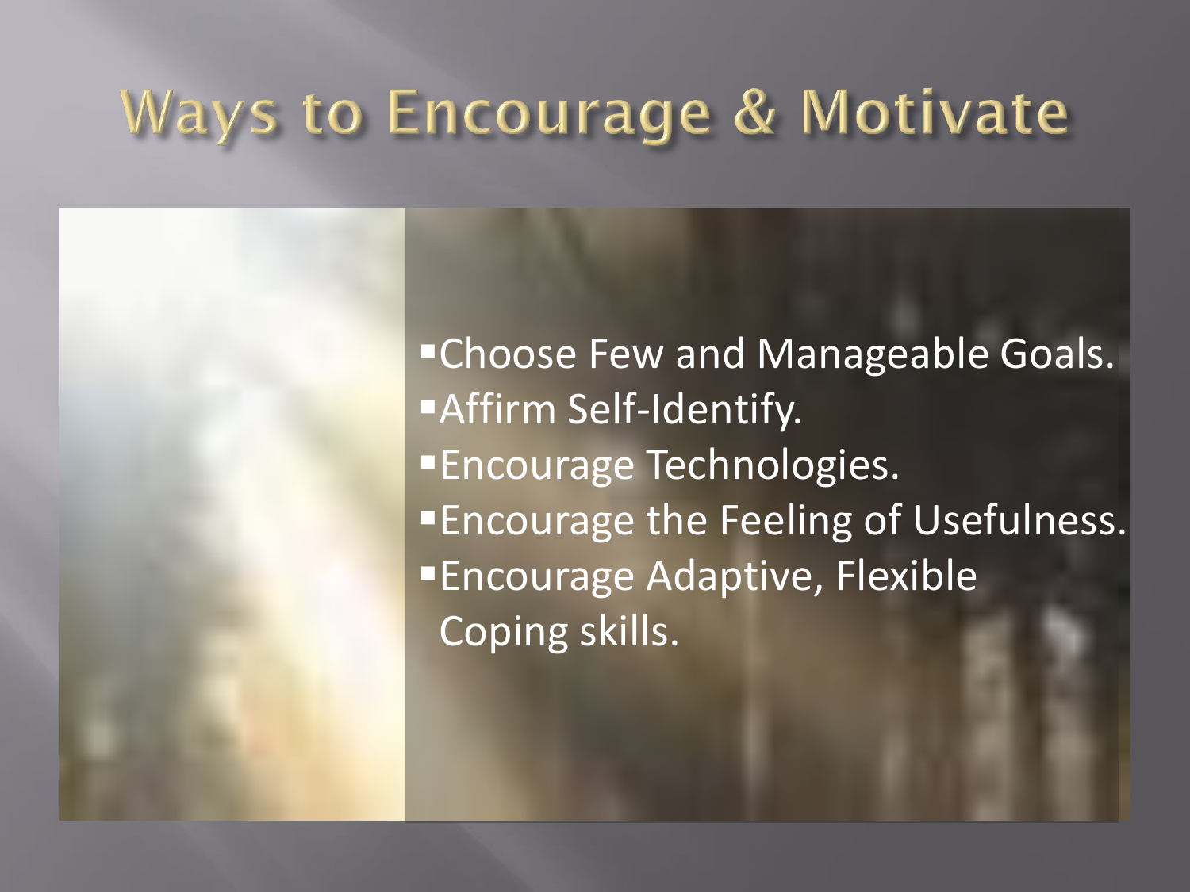# Ways to Encourage & Motivate

- Choose Few and Manageable Goals.
- Affirm Self-Identify.
- Encourage Technologies.
- Encourage the Feeling of Usefulness.
- Encourage Adaptive, Flexible Coping skills.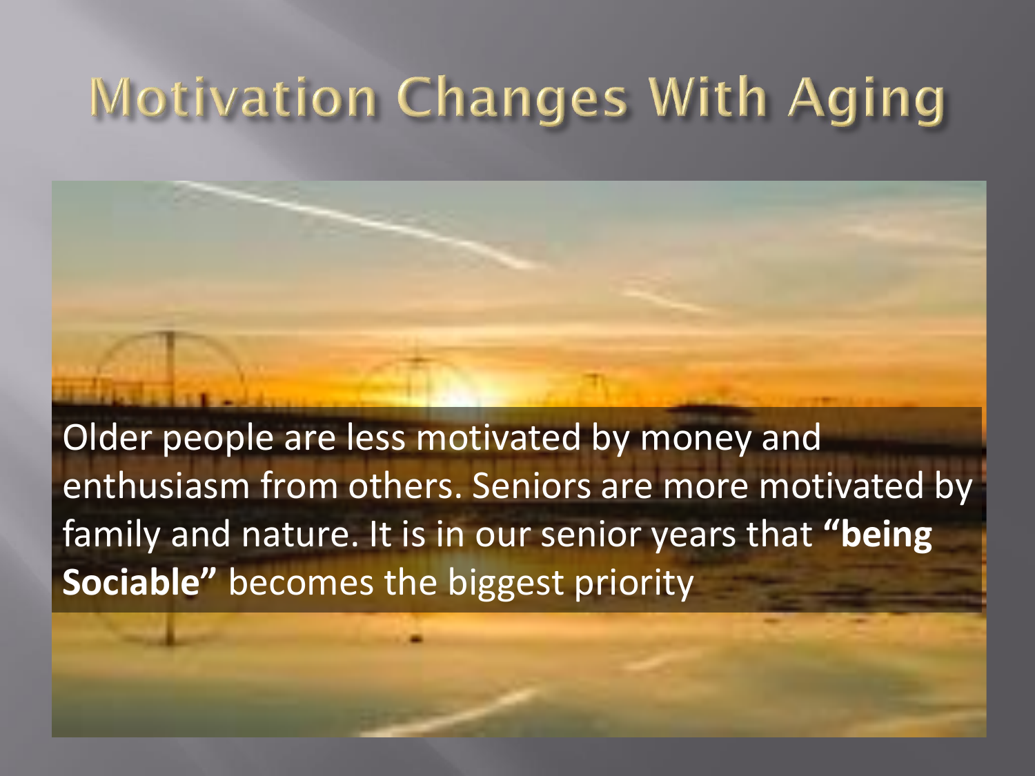# Motivation Changes With Aging

Older people are less motivated by money and enthusiasm from others. Seniors are more motivated by family and nature. It is in our senior years that **"being Sociable"** becomes the biggest priority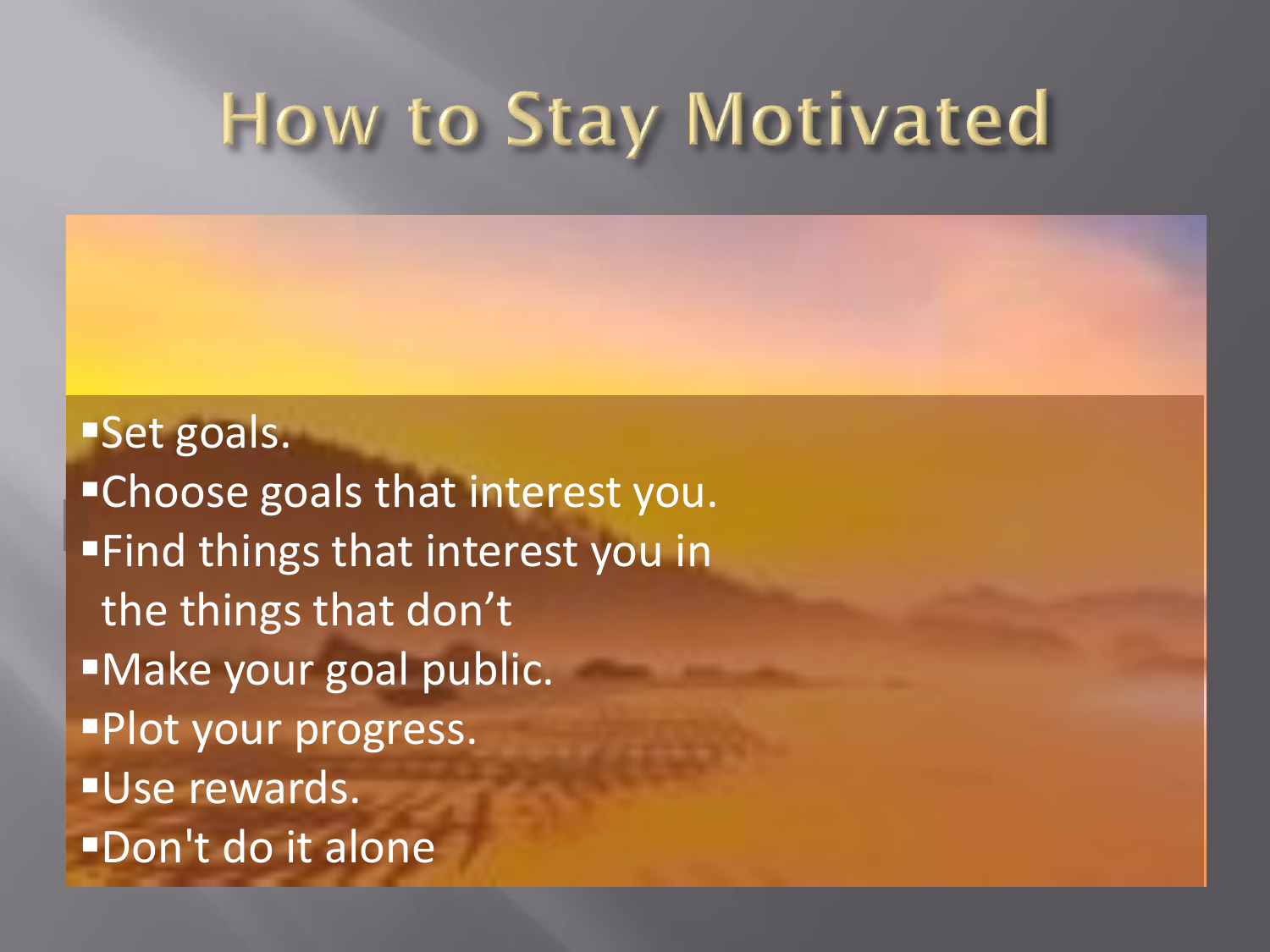# How to Stay Motivated

- Set goals.
- Choose goals that interest you.
- Find things that interest you in the things that don't
- Make your goal public.
- Plot your progress.
- Use rewards.
- Don't do it alone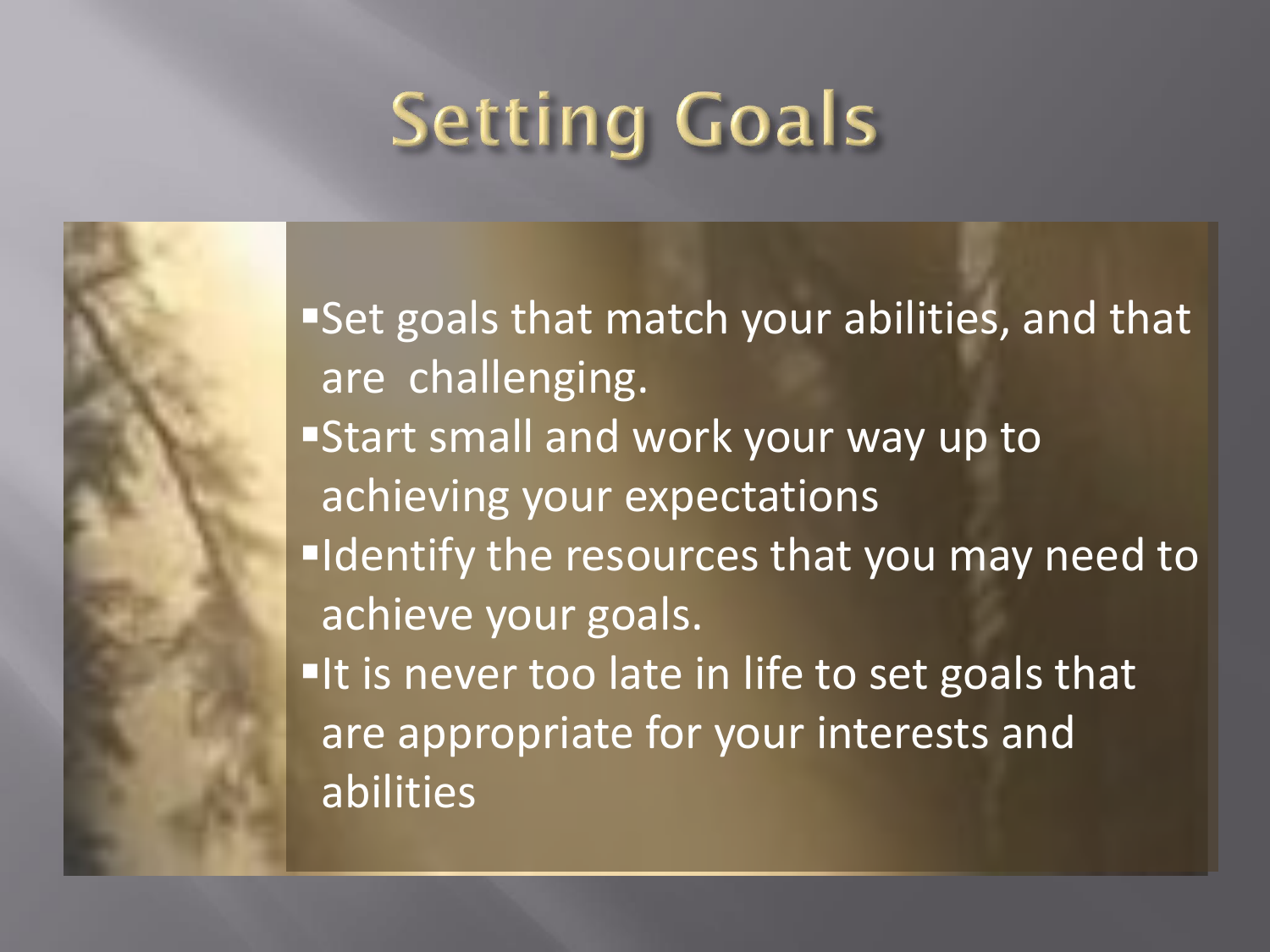# Setting Goals

- Set goals that match your abilities, and that are challenging.
- Start small and work your way up to achieving your expectations
- Identify the resources that you may need to achieve your goals.
- It is never too late in life to set goals that are appropriate for your interests and abilities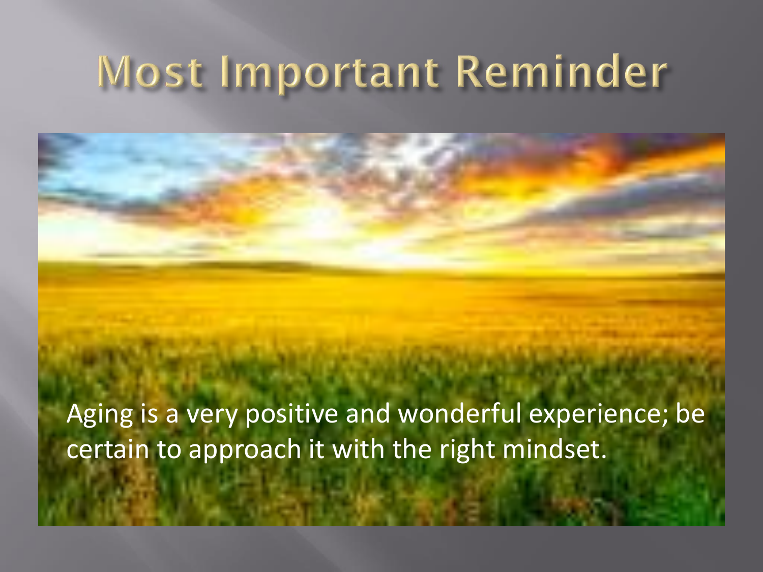# Most Important Reminder

Aging is a very positive and wonderful experience; be certain to approach it with the right mindset.